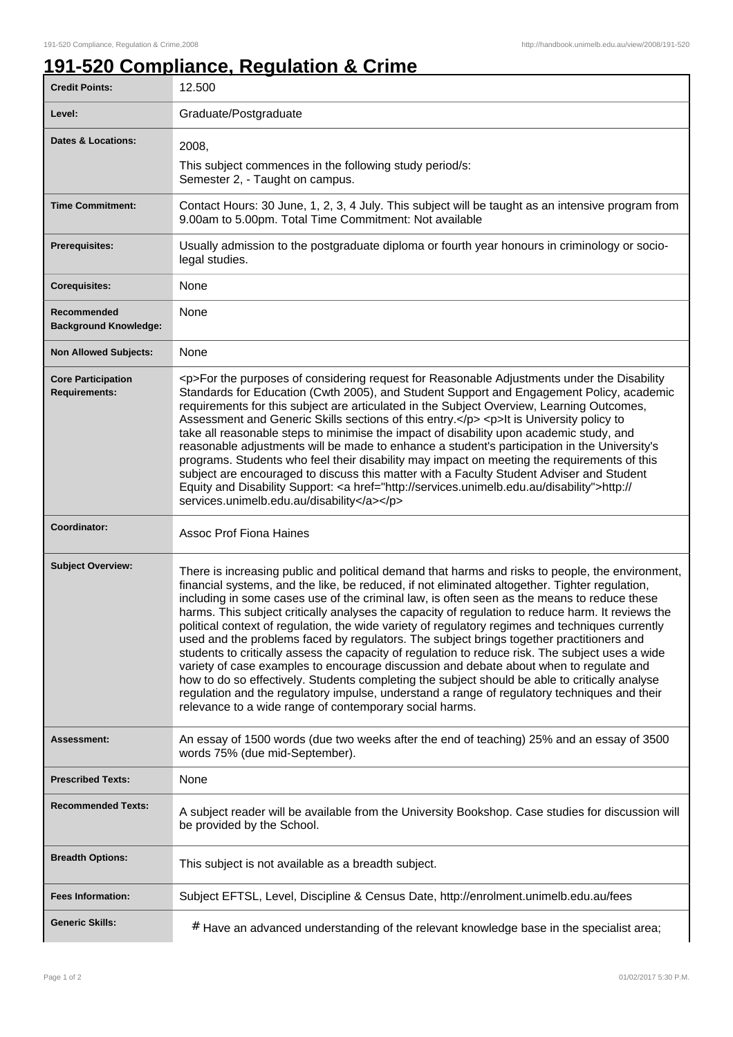# 191-520 Compliance, Regulation & Crime

| | |
|---|---|
| **Credit Points:** | 12.500 |
| **Level:** | Graduate/Postgraduate |
| **Dates & Locations:** | 2008,<br>This subject commences in the following study period/s:<br>Semester 2, - Taught on campus. |
| **Time Commitment:** | Contact Hours: 30 June, 1, 2, 3, 4 July. This subject will be taught as an intensive program from 9.00am to 5.00pm. Total Time Commitment: Not available |
| **Prerequisites:** | Usually admission to the postgraduate diploma or fourth year honours in criminology or socio-legal studies. |
| **Corequisites:** | None |
| **Recommended Background Knowledge:** | None |
| **Non Allowed Subjects:** | None |
| **Core Participation Requirements:** | <p>For the purposes of considering request for Reasonable Adjustments under the Disability Standards for Education (Cwth 2005), and Student Support and Engagement Policy, academic requirements for this subject are articulated in the Subject Overview, Learning Outcomes, Assessment and Generic Skills sections of this entry.</p> <p>It is University policy to take all reasonable steps to minimise the impact of disability upon academic study, and reasonable adjustments will be made to enhance a student's participation in the University's programs. Students who feel their disability may impact on meeting the requirements of this subject are encouraged to discuss this matter with a Faculty Student Adviser and Student Equity and Disability Support: <a href="http://services.unimelb.edu.au/disability">http://services.unimelb.edu.au/disability</a></p> |
| **Coordinator:** | Assoc Prof Fiona Haines |
| **Subject Overview:** | There is increasing public and political demand that harms and risks to people, the environment, financial systems, and the like, be reduced, if not eliminated altogether. Tighter regulation, including in some cases use of the criminal law, is often seen as the means to reduce these harms. This subject critically analyses the capacity of regulation to reduce harm. It reviews the political context of regulation, the wide variety of regulatory regimes and techniques currently used and the problems faced by regulators. The subject brings together practitioners and students to critically assess the capacity of regulation to reduce risk. The subject uses a wide variety of case examples to encourage discussion and debate about when to regulate and how to do so effectively. Students completing the subject should be able to critically analyse regulation and the regulatory impulse, understand a range of regulatory techniques and their relevance to a wide range of contemporary social harms. |
| **Assessment:** | An essay of 1500 words (due two weeks after the end of teaching) 25% and an essay of 3500 words 75% (due mid-September). |
| **Prescribed Texts:** | None |
| **Recommended Texts:** | A subject reader will be available from the University Bookshop. Case studies for discussion will be provided by the School. |
| **Breadth Options:** | This subject is not available as a breadth subject. |
| **Fees Information:** | Subject EFTSL, Level, Discipline & Census Date, http://enrolment.unimelb.edu.au/fees |
| **Generic Skills:** | # Have an advanced understanding of the relevant knowledge base in the specialist area; |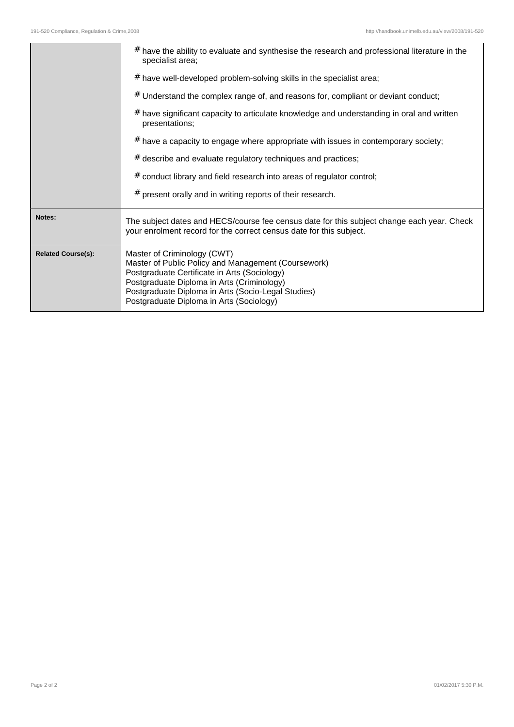| | |
|---|---|
| | # have the ability to evaluate and synthesise the research and professional literature in the specialist area;<br># have well-developed problem-solving skills in the specialist area;<br># Understand the complex range of, and reasons for, compliant or deviant conduct;<br># have significant capacity to articulate knowledge and understanding in oral and written presentations;<br># have a capacity to engage where appropriate with issues in contemporary society;<br># describe and evaluate regulatory techniques and practices;<br># conduct library and field research into areas of regulator control;<br># present orally and in writing reports of their research. |
| **Notes:** | The subject dates and HECS/course fee census date for this subject change each year. Check your enrolment record for the correct census date for this subject. |
| **Related Course(s):** | Master of Criminology (CWT)<br>Master of Public Policy and Management (Coursework)<br>Postgraduate Certificate in Arts (Sociology)<br>Postgraduate Diploma in Arts (Criminology)<br>Postgraduate Diploma in Arts (Socio-Legal Studies)<br>Postgraduate Diploma in Arts (Sociology) |